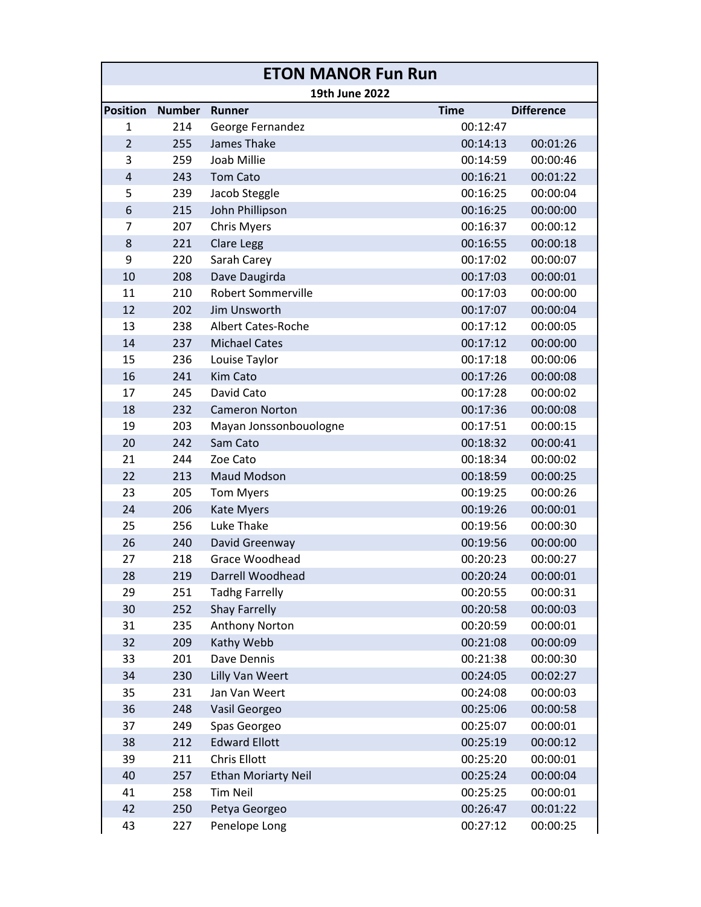# ETON MANOR Fun Run

**19th June 2022**

| Position | Number | Runner | Time | Difference |
|---|---|---|---|---|
| 1 | 214 | George Fernandez | 00:12:47 | |
| 2 | 255 | James Thake | 00:14:13 | 00:01:26 |
| 3 | 259 | Joab Millie | 00:14:59 | 00:00:46 |
| 4 | 243 | Tom Cato | 00:16:21 | 00:01:22 |
| 5 | 239 | Jacob Steggle | 00:16:25 | 00:00:04 |
| 6 | 215 | John Phillipson | 00:16:25 | 00:00:00 |
| 7 | 207 | Chris Myers | 00:16:37 | 00:00:12 |
| 8 | 221 | Clare Legg | 00:16:55 | 00:00:18 |
| 9 | 220 | Sarah Carey | 00:17:02 | 00:00:07 |
| 10 | 208 | Dave Daugirda | 00:17:03 | 00:00:01 |
| 11 | 210 | Robert Sommerville | 00:17:03 | 00:00:00 |
| 12 | 202 | Jim Unsworth | 00:17:07 | 00:00:04 |
| 13 | 238 | Albert Cates-Roche | 00:17:12 | 00:00:05 |
| 14 | 237 | Michael Cates | 00:17:12 | 00:00:00 |
| 15 | 236 | Louise Taylor | 00:17:18 | 00:00:06 |
| 16 | 241 | Kim Cato | 00:17:26 | 00:00:08 |
| 17 | 245 | David Cato | 00:17:28 | 00:00:02 |
| 18 | 232 | Cameron Norton | 00:17:36 | 00:00:08 |
| 19 | 203 | Mayan Jonssonbouologne | 00:17:51 | 00:00:15 |
| 20 | 242 | Sam Cato | 00:18:32 | 00:00:41 |
| 21 | 244 | Zoe Cato | 00:18:34 | 00:00:02 |
| 22 | 213 | Maud Modson | 00:18:59 | 00:00:25 |
| 23 | 205 | Tom Myers | 00:19:25 | 00:00:26 |
| 24 | 206 | Kate Myers | 00:19:26 | 00:00:01 |
| 25 | 256 | Luke Thake | 00:19:56 | 00:00:30 |
| 26 | 240 | David Greenway | 00:19:56 | 00:00:00 |
| 27 | 218 | Grace Woodhead | 00:20:23 | 00:00:27 |
| 28 | 219 | Darrell Woodhead | 00:20:24 | 00:00:01 |
| 29 | 251 | Tadhg Farrelly | 00:20:55 | 00:00:31 |
| 30 | 252 | Shay Farrelly | 00:20:58 | 00:00:03 |
| 31 | 235 | Anthony Norton | 00:20:59 | 00:00:01 |
| 32 | 209 | Kathy Webb | 00:21:08 | 00:00:09 |
| 33 | 201 | Dave Dennis | 00:21:38 | 00:00:30 |
| 34 | 230 | Lilly Van Weert | 00:24:05 | 00:02:27 |
| 35 | 231 | Jan Van Weert | 00:24:08 | 00:00:03 |
| 36 | 248 | Vasil Georgeo | 00:25:06 | 00:00:58 |
| 37 | 249 | Spas Georgeo | 00:25:07 | 00:00:01 |
| 38 | 212 | Edward Ellott | 00:25:19 | 00:00:12 |
| 39 | 211 | Chris Ellott | 00:25:20 | 00:00:01 |
| 40 | 257 | Ethan Moriarty Neil | 00:25:24 | 00:00:04 |
| 41 | 258 | Tim Neil | 00:25:25 | 00:00:01 |
| 42 | 250 | Petya Georgeo | 00:26:47 | 00:01:22 |
| 43 | 227 | Penelope Long | 00:27:12 | 00:00:25 |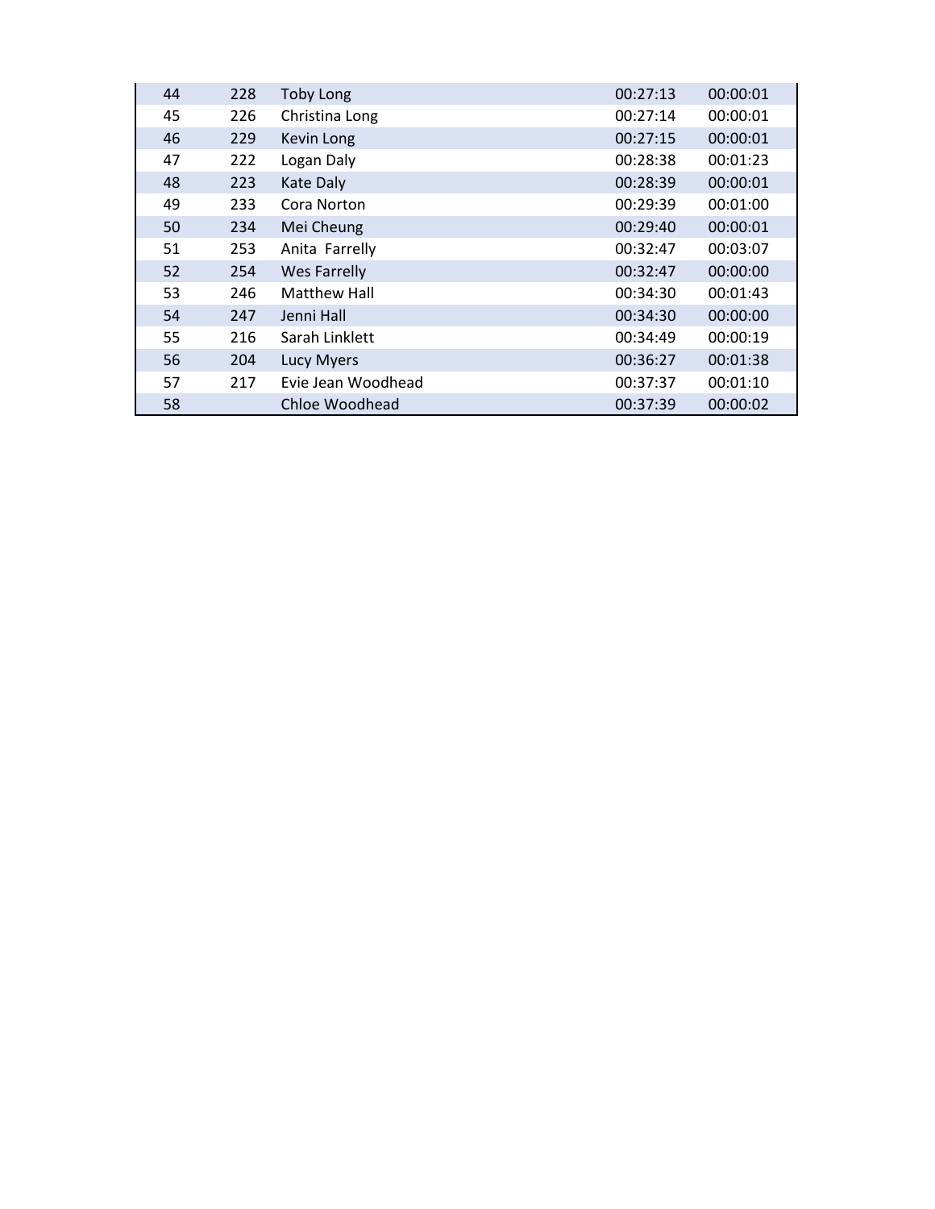| | | | | | |
|---|---|---|---|---|---|
| 44 | 228 | Toby Long | | 00:27:13 | 00:00:01 |
| 45 | 226 | Christina Long | | 00:27:14 | 00:00:01 |
| 46 | 229 | Kevin Long | | 00:27:15 | 00:00:01 |
| 47 | 222 | Logan Daly | | 00:28:38 | 00:01:23 |
| 48 | 223 | Kate Daly | | 00:28:39 | 00:00:01 |
| 49 | 233 | Cora Norton | | 00:29:39 | 00:01:00 |
| 50 | 234 | Mei Cheung | | 00:29:40 | 00:00:01 |
| 51 | 253 | Anita  Farrelly | | 00:32:47 | 00:03:07 |
| 52 | 254 | Wes Farrelly | | 00:32:47 | 00:00:00 |
| 53 | 246 | Matthew Hall | | 00:34:30 | 00:01:43 |
| 54 | 247 | Jenni Hall | | 00:34:30 | 00:00:00 |
| 55 | 216 | Sarah Linklett | | 00:34:49 | 00:00:19 |
| 56 | 204 | Lucy Myers | | 00:36:27 | 00:01:38 |
| 57 | 217 | Evie Jean Woodhead | | 00:37:37 | 00:01:10 |
| 58 | | Chloe Woodhead | | 00:37:39 | 00:00:02 |